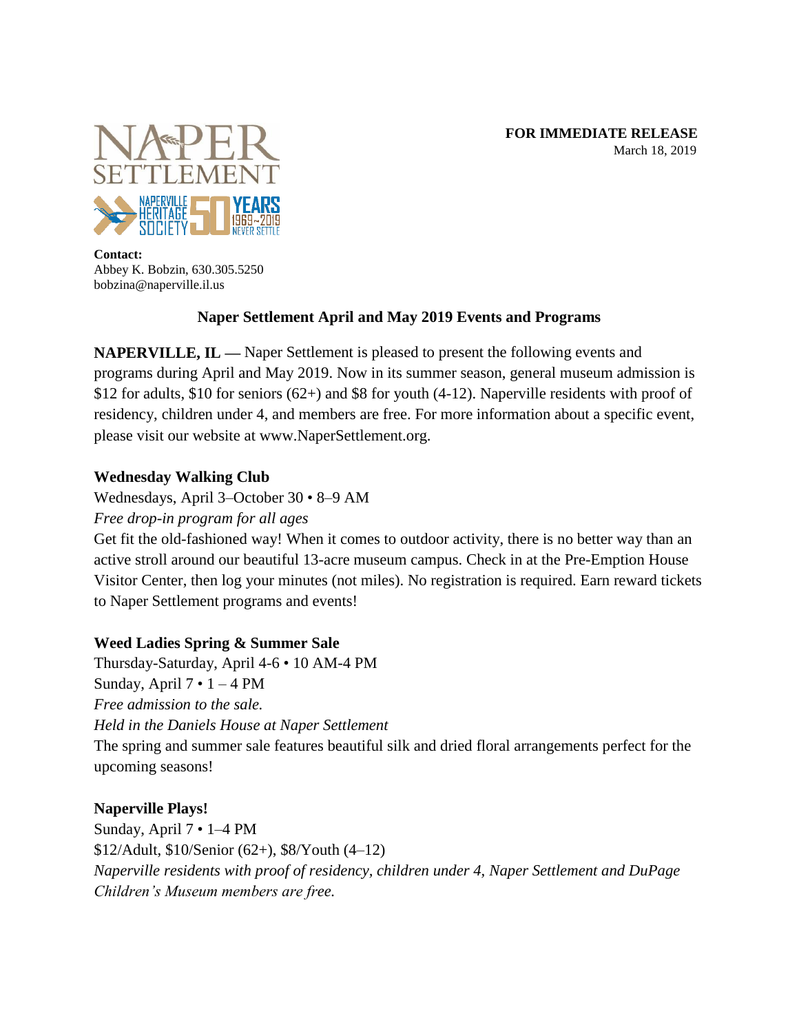**FOR IMMEDIATE RELEASE**
March 18, 2019

**Contact:**
Abbey K. Bobzin, 630.305.5250
bobzina@naperville.il.us

## Naper Settlement April and May 2019 Events and Programs

**NAPERVILLE, IL —** Naper Settlement is pleased to present the following events and programs during April and May 2019. Now in its summer season, general museum admission is $12 for adults, $10 for seniors (62+) and $8 for youth (4-12). Naperville residents with proof of residency, children under 4, and members are free. For more information about a specific event, please visit our website at www.NaperSettlement.org.

### Wednesday Walking Club

Wednesdays, April 3–October 30 • 8–9 AM
*Free drop-in program for all ages*
Get fit the old-fashioned way! When it comes to outdoor activity, there is no better way than an active stroll around our beautiful 13-acre museum campus. Check in at the Pre-Emption House Visitor Center, then log your minutes (not miles). No registration is required. Earn reward tickets to Naper Settlement programs and events!

### Weed Ladies Spring & Summer Sale

Thursday-Saturday, April 4-6 • 10 AM-4 PM
Sunday, April 7 • 1 – 4 PM
*Free admission to the sale.*
*Held in the Daniels House at Naper Settlement*
The spring and summer sale features beautiful silk and dried floral arrangements perfect for the upcoming seasons!

### Naperville Plays!

Sunday, April 7 • 1–4 PM
$12/Adult, $10/Senior (62+), $8/Youth (4–12)
*Naperville residents with proof of residency, children under 4, Naper Settlement and DuPage Children's Museum members are free.*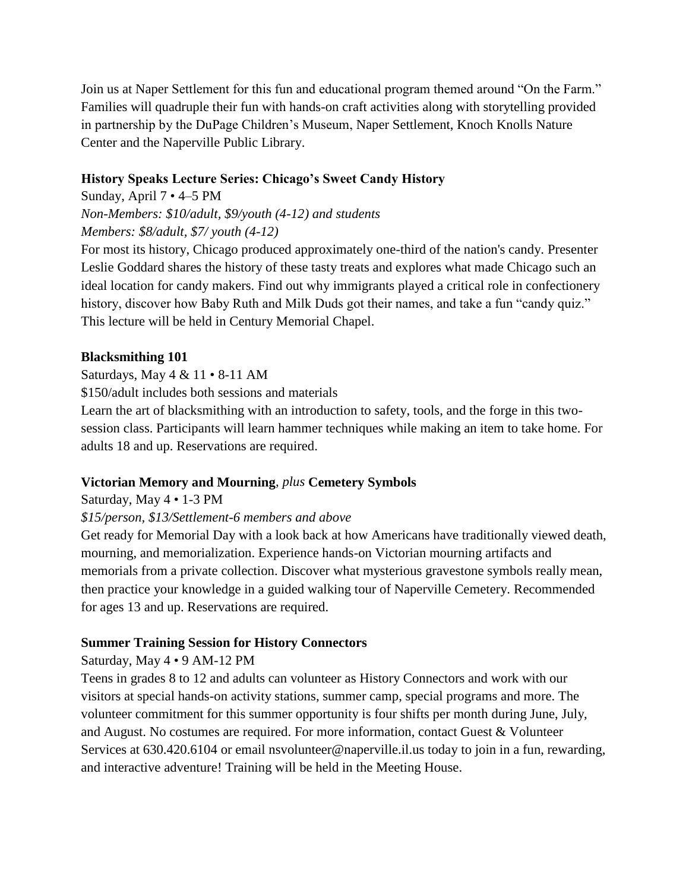Join us at Naper Settlement for this fun and educational program themed around "On the Farm." Families will quadruple their fun with hands-on craft activities along with storytelling provided in partnership by the DuPage Children's Museum, Naper Settlement, Knoch Knolls Nature Center and the Naperville Public Library.

**History Speaks Lecture Series: Chicago's Sweet Candy History**

Sunday, April 7 • 4–5 PM

*Non-Members: $10/adult, $9/youth (4-12) and students*

*Members: $8/adult, $7/ youth (4-12)*

For most its history, Chicago produced approximately one-third of the nation's candy. Presenter Leslie Goddard shares the history of these tasty treats and explores what made Chicago such an ideal location for candy makers. Find out why immigrants played a critical role in confectionery history, discover how Baby Ruth and Milk Duds got their names, and take a fun "candy quiz." This lecture will be held in Century Memorial Chapel.

**Blacksmithing 101**

Saturdays, May 4 & 11 • 8-11 AM

$150/adult includes both sessions and materials

Learn the art of blacksmithing with an introduction to safety, tools, and the forge in this two-session class. Participants will learn hammer techniques while making an item to take home. For adults 18 and up. Reservations are required.

**Victorian Memory and Mourning**, *plus* **Cemetery Symbols**

Saturday, May 4 • 1-3 PM

*$15/person, $13/Settlement-6 members and above*

Get ready for Memorial Day with a look back at how Americans have traditionally viewed death, mourning, and memorialization. Experience hands-on Victorian mourning artifacts and memorials from a private collection. Discover what mysterious gravestone symbols really mean, then practice your knowledge in a guided walking tour of Naperville Cemetery. Recommended for ages 13 and up. Reservations are required.

**Summer Training Session for History Connectors**

Saturday, May 4 • 9 AM-12 PM

Teens in grades 8 to 12 and adults can volunteer as History Connectors and work with our visitors at special hands-on activity stations, summer camp, special programs and more. The volunteer commitment for this summer opportunity is four shifts per month during June, July, and August. No costumes are required. For more information, contact Guest & Volunteer Services at 630.420.6104 or email nsvolunteer@naperville.il.us today to join in a fun, rewarding, and interactive adventure! Training will be held in the Meeting House.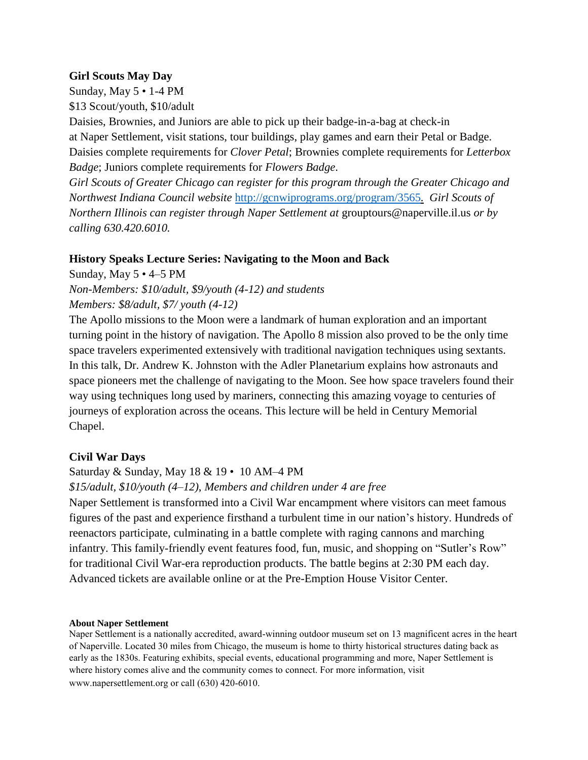**Girl Scouts May Day**

Sunday, May 5 • 1-4 PM

$13 Scout/youth, $10/adult

Daisies, Brownies, and Juniors are able to pick up their badge-in-a-bag at check-in at Naper Settlement, visit stations, tour buildings, play games and earn their Petal or Badge. Daisies complete requirements for *Clover Petal*; Brownies complete requirements for *Letterbox Badge*; Juniors complete requirements for *Flowers Badge*.

*Girl Scouts of Greater Chicago can register for this program through the Greater Chicago and Northwest Indiana Council website* http://gcnwiprograms.org/program/3565. *Girl Scouts of Northern Illinois can register through Naper Settlement at* grouptours@naperville.il.us *or by calling 630.420.6010.*

**History Speaks Lecture Series: Navigating to the Moon and Back**

Sunday, May 5 • 4–5 PM

*Non-Members: $10/adult, $9/youth (4-12) and students*

*Members: $8/adult, $7/ youth (4-12)*

The Apollo missions to the Moon were a landmark of human exploration and an important turning point in the history of navigation. The Apollo 8 mission also proved to be the only time space travelers experimented extensively with traditional navigation techniques using sextants. In this talk, Dr. Andrew K. Johnston with the Adler Planetarium explains how astronauts and space pioneers met the challenge of navigating to the Moon. See how space travelers found their way using techniques long used by mariners, connecting this amazing voyage to centuries of journeys of exploration across the oceans. This lecture will be held in Century Memorial Chapel.

**Civil War Days**

Saturday & Sunday, May 18 & 19 • 10 AM–4 PM

*$15/adult, $10/youth (4–12), Members and children under 4 are free*

Naper Settlement is transformed into a Civil War encampment where visitors can meet famous figures of the past and experience firsthand a turbulent time in our nation's history. Hundreds of reenactors participate, culminating in a battle complete with raging cannons and marching infantry. This family-friendly event features food, fun, music, and shopping on "Sutler's Row" for traditional Civil War-era reproduction products. The battle begins at 2:30 PM each day. Advanced tickets are available online or at the Pre-Emption House Visitor Center.

**About Naper Settlement**

Naper Settlement is a nationally accredited, award-winning outdoor museum set on 13 magnificent acres in the heart of Naperville. Located 30 miles from Chicago, the museum is home to thirty historical structures dating back as early as the 1830s. Featuring exhibits, special events, educational programming and more, Naper Settlement is where history comes alive and the community comes to connect. For more information, visit www.napersettlement.org or call (630) 420-6010.